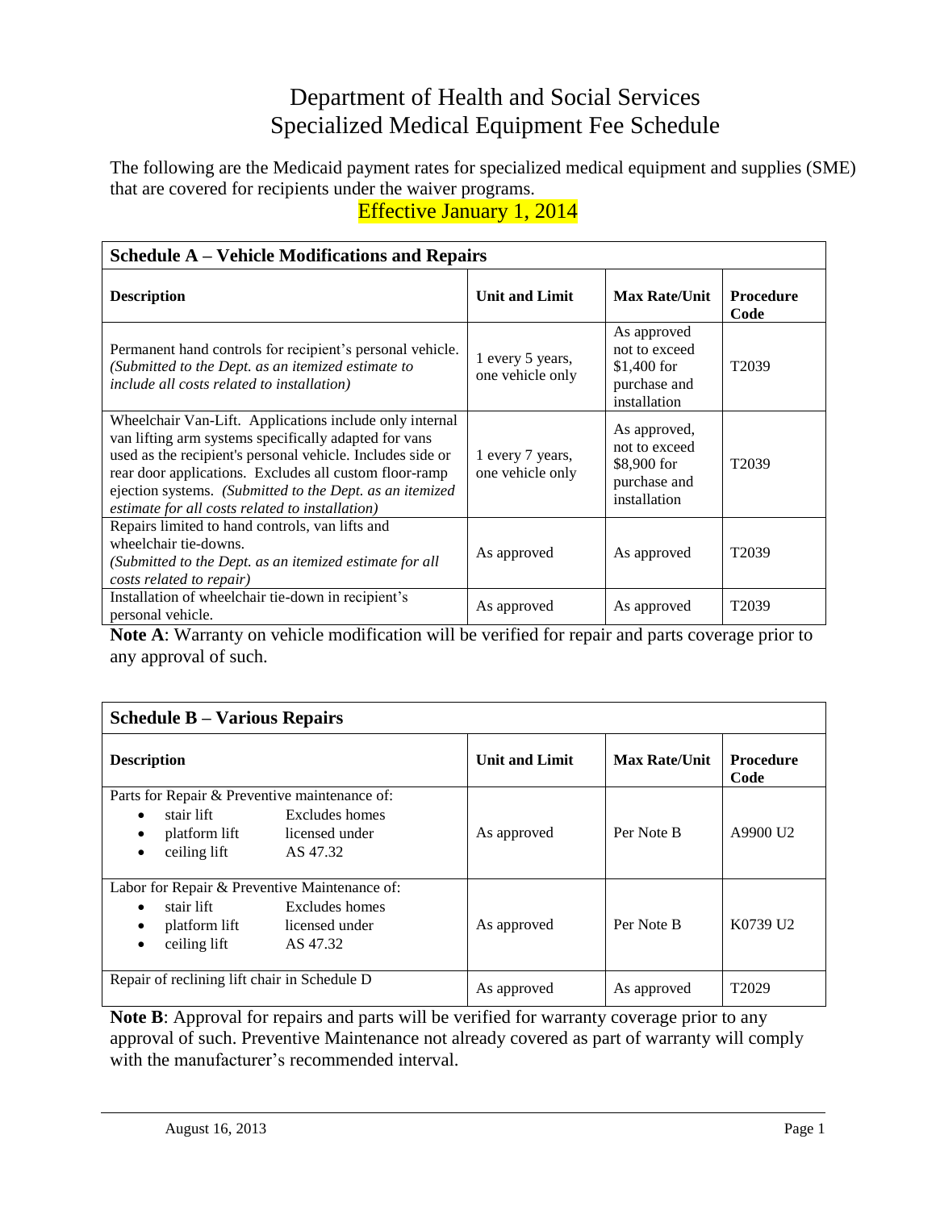# Department of Health and Social Services
# Specialized Medical Equipment Fee Schedule

The following are the Medicaid payment rates for specialized medical equipment and supplies (SME) that are covered for recipients under the waiver programs.

Effective January 1, 2014

**Schedule A – Vehicle Modifications and Repairs**

| Description | Unit and Limit | Max Rate/Unit | Procedure Code |
|---|---|---|---|
| Permanent hand controls for recipient's personal vehicle. *(Submitted to the Dept. as an itemized estimate to include all costs related to installation)* | 1 every 5 years, one vehicle only | As approved not to exceed $1,400 for purchase and installation | T2039 |
| Wheelchair Van-Lift. Applications include only internal van lifting arm systems specifically adapted for vans used as the recipient's personal vehicle. Includes side or rear door applications. Excludes all custom floor-ramp ejection systems. *(Submitted to the Dept. as an itemized estimate for all costs related to installation)* | 1 every 7 years, one vehicle only | As approved, not to exceed $8,900 for purchase and installation | T2039 |
| Repairs limited to hand controls, van lifts and wheelchair tie-downs. *(Submitted to the Dept. as an itemized estimate for all costs related to repair)* | As approved | As approved | T2039 |
| Installation of wheelchair tie-down in recipient's personal vehicle. | As approved | As approved | T2039 |

**Note A**: Warranty on vehicle modification will be verified for repair and parts coverage prior to any approval of such.

**Schedule B – Various Repairs**

| Description | Unit and Limit | Max Rate/Unit | Procedure Code |
|---|---|---|---|
| Parts for Repair & Preventive maintenance of: • stair lift • platform lift • ceiling lift — Excludes homes licensed under AS 47.32 | As approved | Per Note B | A9900 U2 |
| Labor for Repair & Preventive Maintenance of: • stair lift • platform lift • ceiling lift — Excludes homes licensed under AS 47.32 | As approved | Per Note B | K0739 U2 |
| Repair of reclining lift chair in Schedule D | As approved | As approved | T2029 |

**Note B**: Approval for repairs and parts will be verified for warranty coverage prior to any approval of such. Preventive Maintenance not already covered as part of warranty will comply with the manufacturer's recommended interval.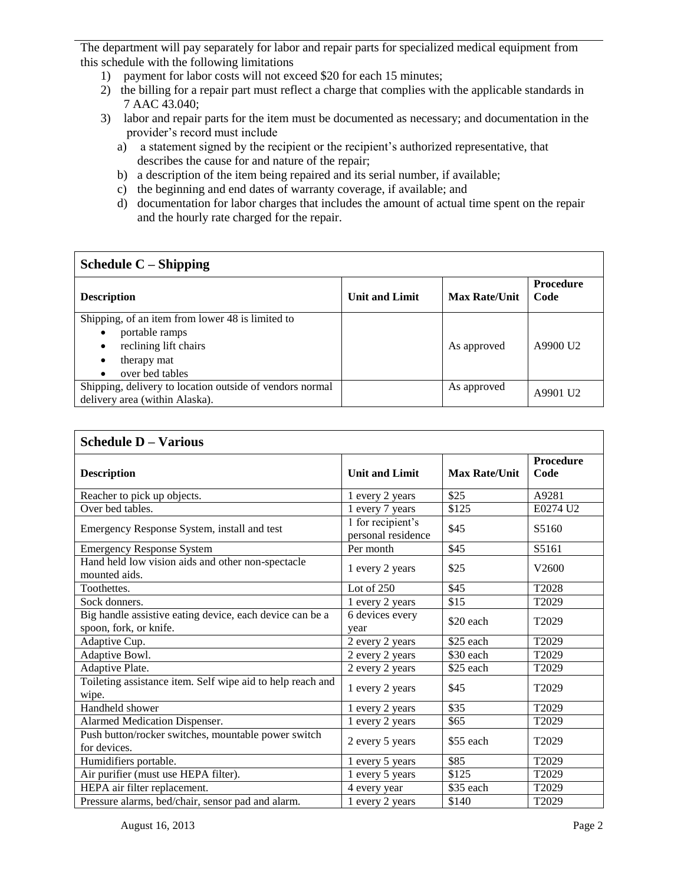The department will pay separately for labor and repair parts for specialized medical equipment from this schedule with the following limitations

1) payment for labor costs will not exceed $20 for each 15 minutes;
2) the billing for a repair part must reflect a charge that complies with the applicable standards in 7 AAC 43.040;
3) labor and repair parts for the item must be documented as necessary; and documentation in the provider's record must include
   a) a statement signed by the recipient or the recipient's authorized representative, that describes the cause for and nature of the repair;
   b) a description of the item being repaired and its serial number, if available;
   c) the beginning and end dates of warranty coverage, if available; and
   d) documentation for labor charges that includes the amount of actual time spent on the repair and the hourly rate charged for the repair.

## Schedule C – Shipping

| Description | Unit and Limit | Max Rate/Unit | Procedure Code |
|---|---|---|---|
| Shipping, of an item from lower 48 is limited to<br>• portable ramps<br>• reclining lift chairs<br>• therapy mat<br>• over bed tables | | As approved | A9900 U2 |
| Shipping, delivery to location outside of vendors normal delivery area (within Alaska). | | As approved | A9901 U2 |

## Schedule D – Various

| Description | Unit and Limit | Max Rate/Unit | Procedure Code |
|---|---|---|---|
| Reacher to pick up objects. | 1 every 2 years | $25 | A9281 |
| Over bed tables. | 1 every 7 years | $125 | E0274 U2 |
| Emergency Response System, install and test | 1 for recipient's personal residence | $45 | S5160 |
| Emergency Response System | Per month | $45 | S5161 |
| Hand held low vision aids and other non-spectacle mounted aids. | 1 every 2 years | $25 | V2600 |
| Toothettes. | Lot of 250 | $45 | T2028 |
| Sock donners. | 1 every 2 years | $15 | T2029 |
| Big handle assistive eating device, each device can be a spoon, fork, or knife. | 6 devices every year | $20 each | T2029 |
| Adaptive Cup. | 2 every 2 years | $25 each | T2029 |
| Adaptive Bowl. | 2 every 2 years | $30 each | T2029 |
| Adaptive Plate. | 2 every 2 years | $25 each | T2029 |
| Toileting assistance item. Self wipe aid to help reach and wipe. | 1 every 2 years | $45 | T2029 |
| Handheld shower | 1 every 2 years | $35 | T2029 |
| Alarmed Medication Dispenser. | 1 every 2 years | $65 | T2029 |
| Push button/rocker switches, mountable power switch for devices. | 2 every 5 years | $55 each | T2029 |
| Humidifiers portable. | 1 every 5 years | $85 | T2029 |
| Air purifier (must use HEPA filter). | 1 every 5 years | $125 | T2029 |
| HEPA air filter replacement. | 4 every year | $35 each | T2029 |
| Pressure alarms, bed/chair, sensor pad and alarm. | 1 every 2 years | $140 | T2029 |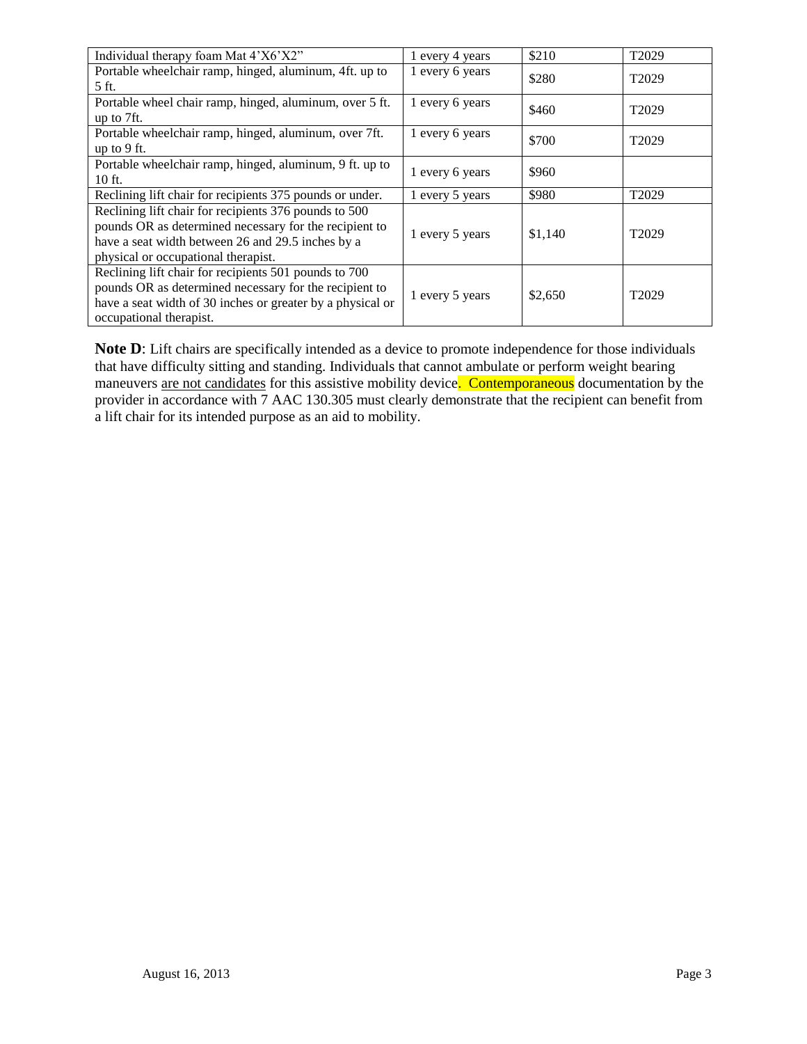| | | | |
|---|---|---|---|
| Individual therapy foam Mat 4’X6’X2” | 1 every 4 years | $210 | T2029 |
| Portable wheelchair ramp, hinged, aluminum, 4ft. up to 5 ft. | 1 every 6 years | $280 | T2029 |
| Portable wheel chair ramp, hinged, aluminum, over 5 ft. up to 7ft. | 1 every 6 years | $460 | T2029 |
| Portable wheelchair ramp, hinged, aluminum, over 7ft. up to 9 ft. | 1 every 6 years | $700 | T2029 |
| Portable wheelchair ramp, hinged, aluminum, 9 ft. up to 10 ft. | 1 every 6 years | $960 | |
| Reclining lift chair for recipients 375 pounds or under. | 1 every 5 years | $980 | T2029 |
| Reclining lift chair for recipients 376 pounds to 500 pounds OR as determined necessary for the recipient to have a seat width between 26 and 29.5 inches by a physical or occupational therapist. | 1 every 5 years | $1,140 | T2029 |
| Reclining lift chair for recipients 501 pounds to 700 pounds OR as determined necessary for the recipient to have a seat width of 30 inches or greater by a physical or occupational therapist. | 1 every 5 years | $2,650 | T2029 |

**Note D**: Lift chairs are specifically intended as a device to promote independence for those individuals that have difficulty sitting and standing. Individuals that cannot ambulate or perform weight bearing maneuvers are not candidates for this assistive mobility device. Contemporaneous documentation by the provider in accordance with 7 AAC 130.305 must clearly demonstrate that the recipient can benefit from a lift chair for its intended purpose as an aid to mobility.